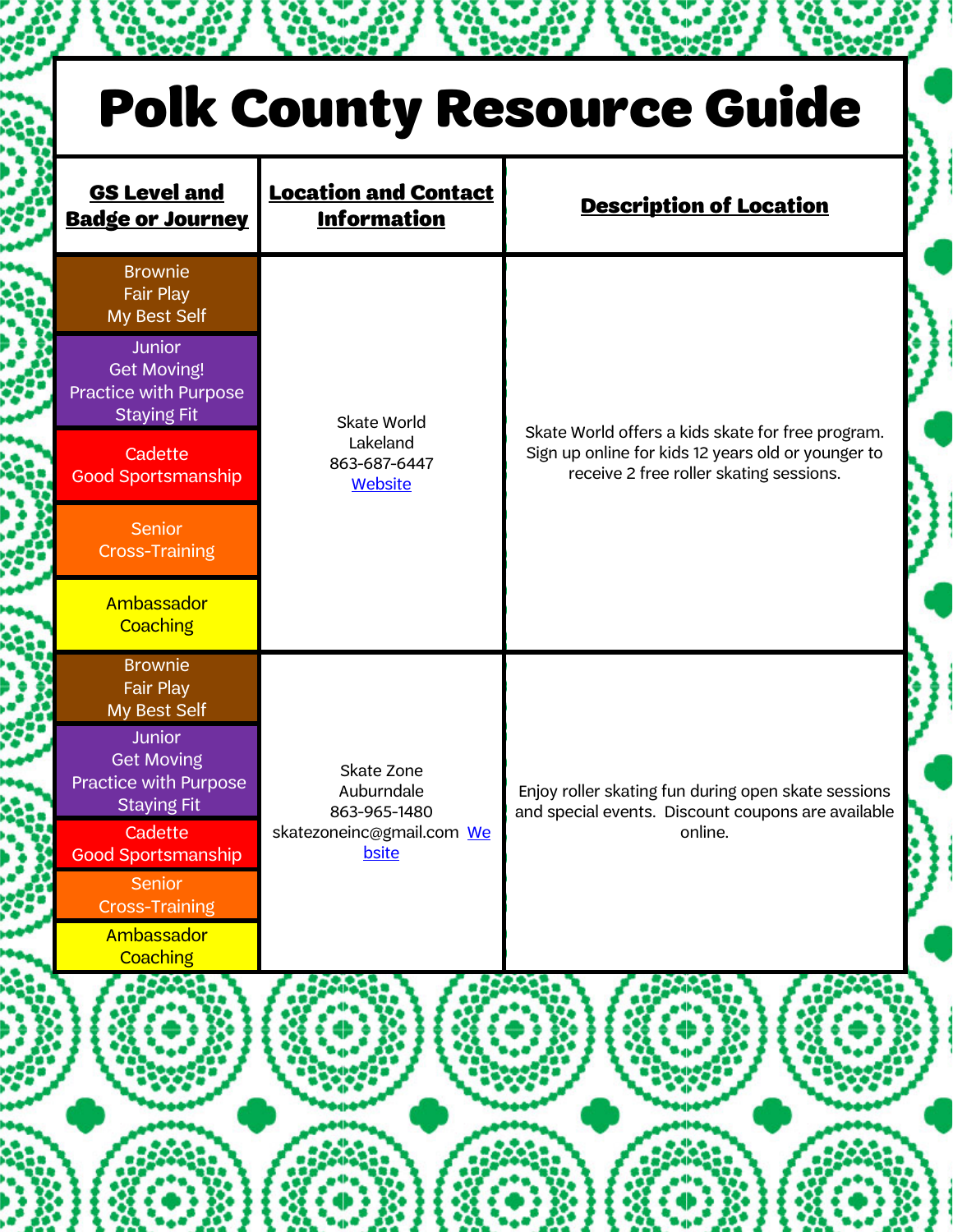# Polk County Resource Guide

| GS Level and Badge or Journey | Location and Contact Information | Description of Location |
|---|---|---|
| Brownie<br>Fair Play<br>My Best Self<br><br>Junior<br>Get Moving!<br>Practice with Purpose<br>Staying Fit<br><br>Cadette<br>Good Sportsmanship<br><br>Senior<br>Cross-Training<br><br>Ambassador<br>Coaching | Skate World<br>Lakeland<br>863-687-6447<br>Website | Skate World offers a kids skate for free program. Sign up online for kids 12 years old or younger to receive 2 free roller skating sessions. |
| Brownie<br>Fair Play<br>My Best Self<br><br>Junior<br>Get Moving<br>Practice with Purpose<br>Staying Fit<br><br>Cadette<br>Good Sportsmanship<br><br>Senior<br>Cross-Training<br><br>Ambassador<br>Coaching | Skate Zone<br>Auburndale<br>863-965-1480<br>skatezoneinc@gmail.com Website | Enjoy roller skating fun during open skate sessions and special events. Discount coupons are available online. |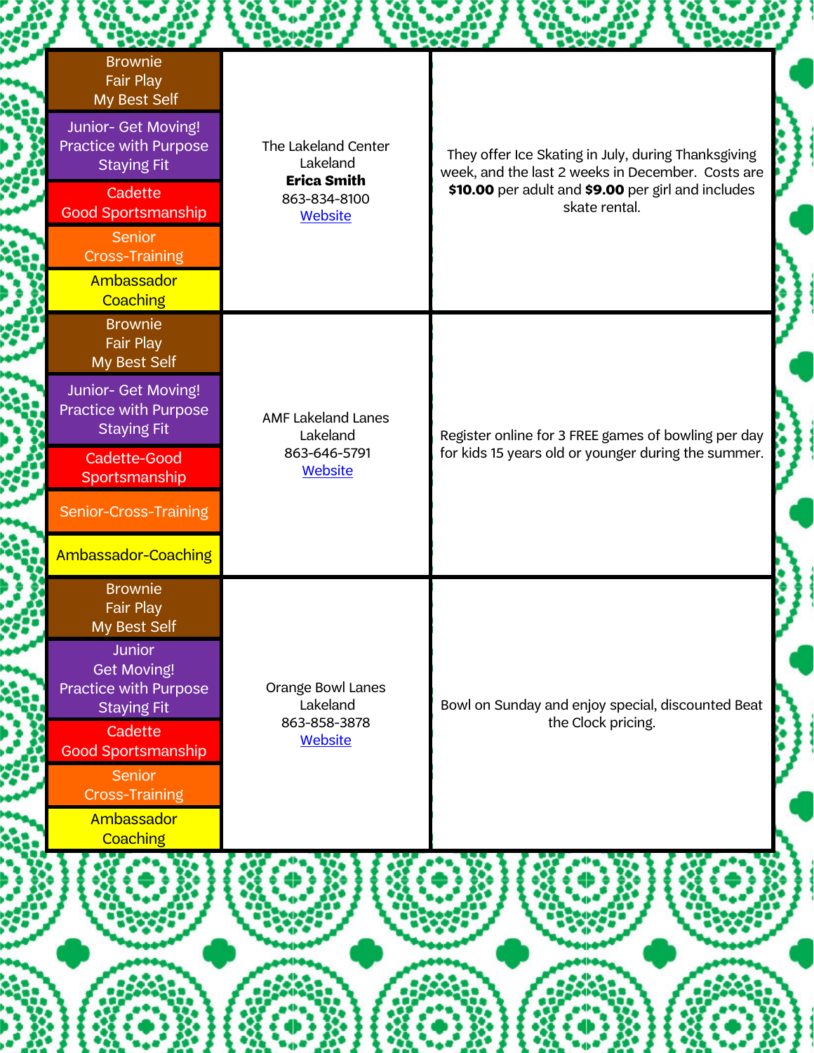| Badges | Location | Details |
|---|---|---|
| Brownie Fair Play My Best Self<br>Junior- Get Moving! Practice with Purpose Staying Fit<br>Cadette Good Sportsmanship<br>Senior Cross-Training<br>Ambassador Coaching | The Lakeland Center<br>Lakeland<br>**Erica Smith**<br>863-834-8100<br>Website | They offer Ice Skating in July, during Thanksgiving week, and the last 2 weeks in December. Costs are **$10.00** per adult and **$9.00** per girl and includes skate rental. |
| Brownie Fair Play My Best Self<br>Junior- Get Moving! Practice with Purpose Staying Fit<br>Cadette-Good Sportsmanship<br>Senior-Cross-Training<br>Ambassador-Coaching | AMF Lakeland Lanes<br>Lakeland<br>863-646-5791<br>Website | Register online for 3 FREE games of bowling per day for kids 15 years old or younger during the summer. |
| Brownie Fair Play My Best Self<br>Junior Get Moving! Practice with Purpose Staying Fit<br>Cadette Good Sportsmanship<br>Senior Cross-Training<br>Ambassador Coaching | Orange Bowl Lanes<br>Lakeland<br>863-858-3878<br>Website | Bowl on Sunday and enjoy special, discounted Beat the Clock pricing. |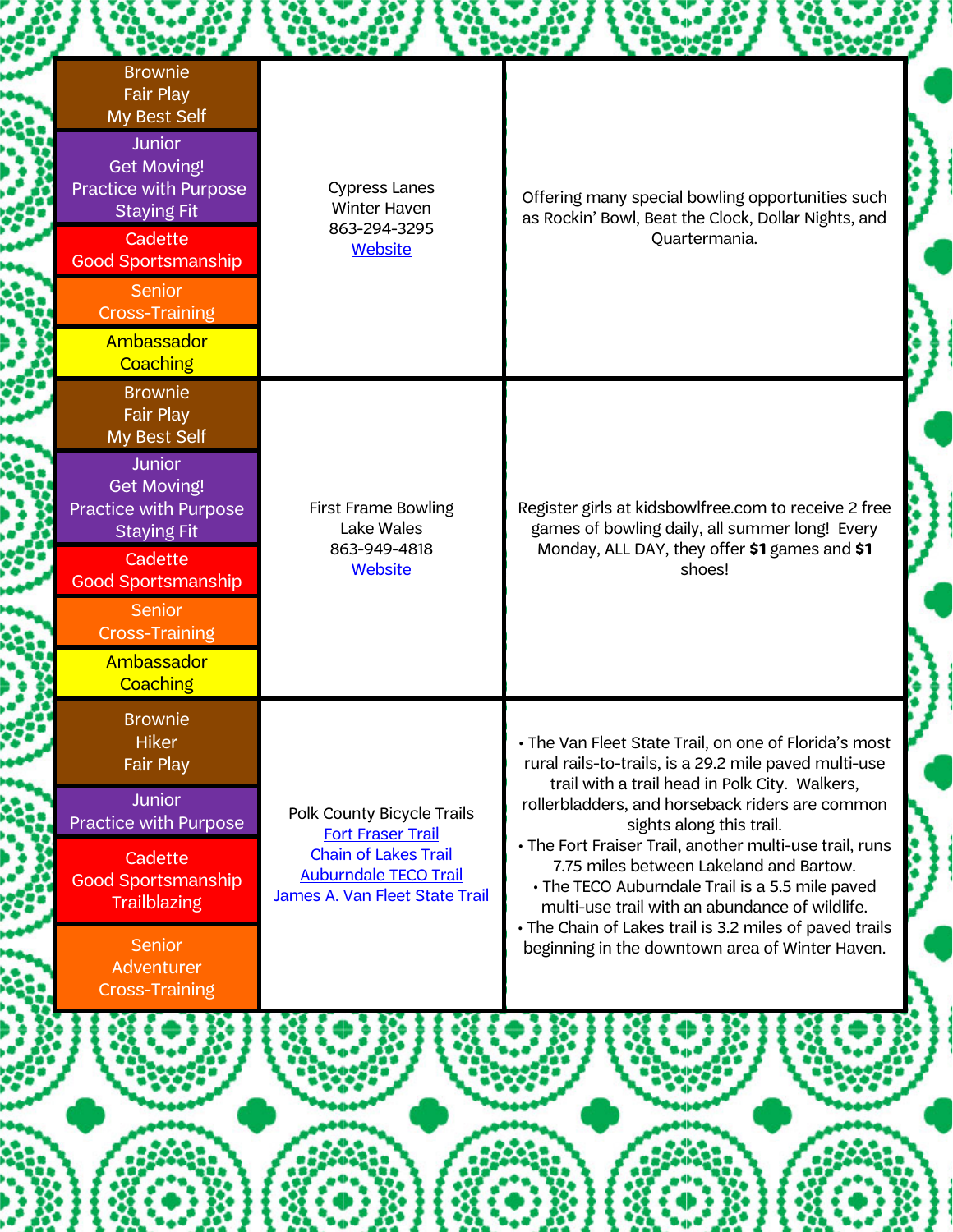| | | |
|---|---|---|
| Brownie<br>Fair Play<br>My Best Self<br>Junior<br>Get Moving!<br>Practice with Purpose<br>Staying Fit<br>Cadette<br>Good Sportsmanship<br>Senior<br>Cross-Training<br>Ambassador<br>Coaching | Cypress Lanes<br>Winter Haven<br>863-294-3295<br>Website | Offering many special bowling opportunities such as Rockin' Bowl, Beat the Clock, Dollar Nights, and Quartermania. |
| Brownie<br>Fair Play<br>My Best Self<br>Junior<br>Get Moving!<br>Practice with Purpose<br>Staying Fit<br>Cadette<br>Good Sportsmanship<br>Senior<br>Cross-Training<br>Ambassador<br>Coaching | First Frame Bowling<br>Lake Wales<br>863-949-4818<br>Website | Register girls at kidsbowlfree.com to receive 2 free games of bowling daily, all summer long! Every Monday, ALL DAY, they offer **$1** games and **$1** shoes! |
| Brownie<br>Hiker<br>Fair Play<br>Junior<br>Practice with Purpose<br>Cadette<br>Good Sportsmanship<br>Trailblazing<br>Senior<br>Adventurer<br>Cross-Training | Polk County Bicycle Trails<br>Fort Fraser Trail<br>Chain of Lakes Trail<br>Auburndale TECO Trail<br>James A. Van Fleet State Trail | • The Van Fleet State Trail, on one of Florida's most rural rails-to-trails, is a 29.2 mile paved multi-use trail with a trail head in Polk City. Walkers, rollerbladders, and horseback riders are common sights along this trail.<br>• The Fort Fraiser Trail, another multi-use trail, runs 7.75 miles between Lakeland and Bartow.<br>• The TECO Auburndale Trail is a 5.5 mile paved multi-use trail with an abundance of wildlife.<br>• The Chain of Lakes trail is 3.2 miles of paved trails beginning in the downtown area of Winter Haven. |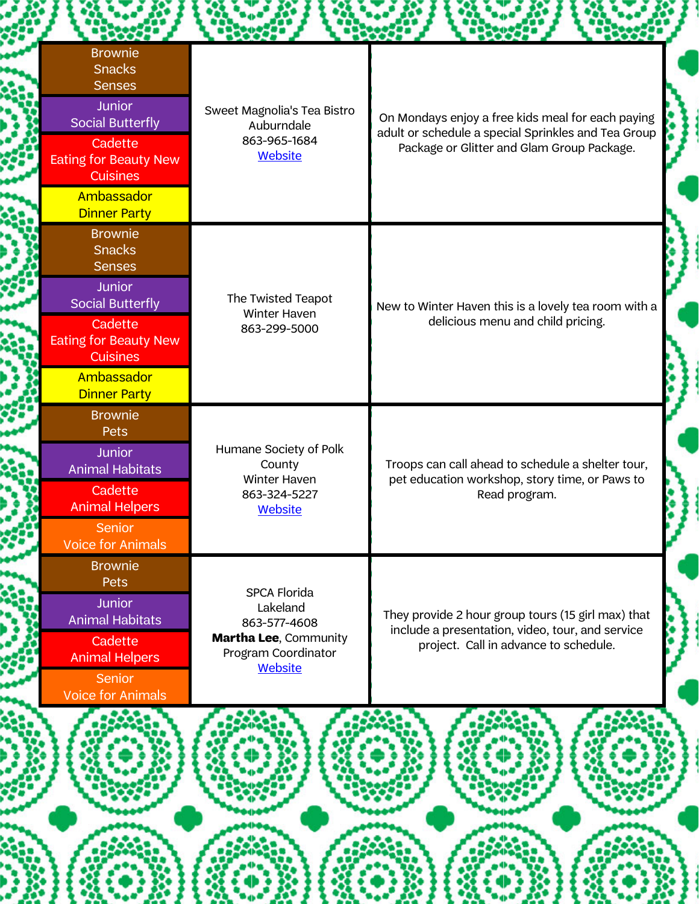| | | |
|---|---|---|
| Brownie Snacks Senses<br>Junior Social Butterfly<br>Cadette Eating for Beauty New Cuisines<br>Ambassador Dinner Party | Sweet Magnolia's Tea Bistro<br>Auburndale<br>863-965-1684<br>Website | On Mondays enjoy a free kids meal for each paying adult or schedule a special Sprinkles and Tea Group Package or Glitter and Glam Group Package. |
| Brownie Snacks Senses<br>Junior Social Butterfly<br>Cadette Eating for Beauty New Cuisines<br>Ambassador Dinner Party | The Twisted Teapot<br>Winter Haven<br>863-299-5000 | New to Winter Haven this is a lovely tea room with a delicious menu and child pricing. |
| Brownie Pets<br>Junior Animal Habitats<br>Cadette Animal Helpers<br>Senior Voice for Animals | Humane Society of Polk County<br>Winter Haven<br>863-324-5227<br>Website | Troops can call ahead to schedule a shelter tour, pet education workshop, story time, or Paws to Read program. |
| Brownie Pets<br>Junior Animal Habitats<br>Cadette Animal Helpers<br>Senior Voice for Animals | SPCA Florida<br>Lakeland<br>863-577-4608<br>**Martha Lee**, Community Program Coordinator<br>Website | They provide 2 hour group tours (15 girl max) that include a presentation, video, tour, and service project. Call in advance to schedule. |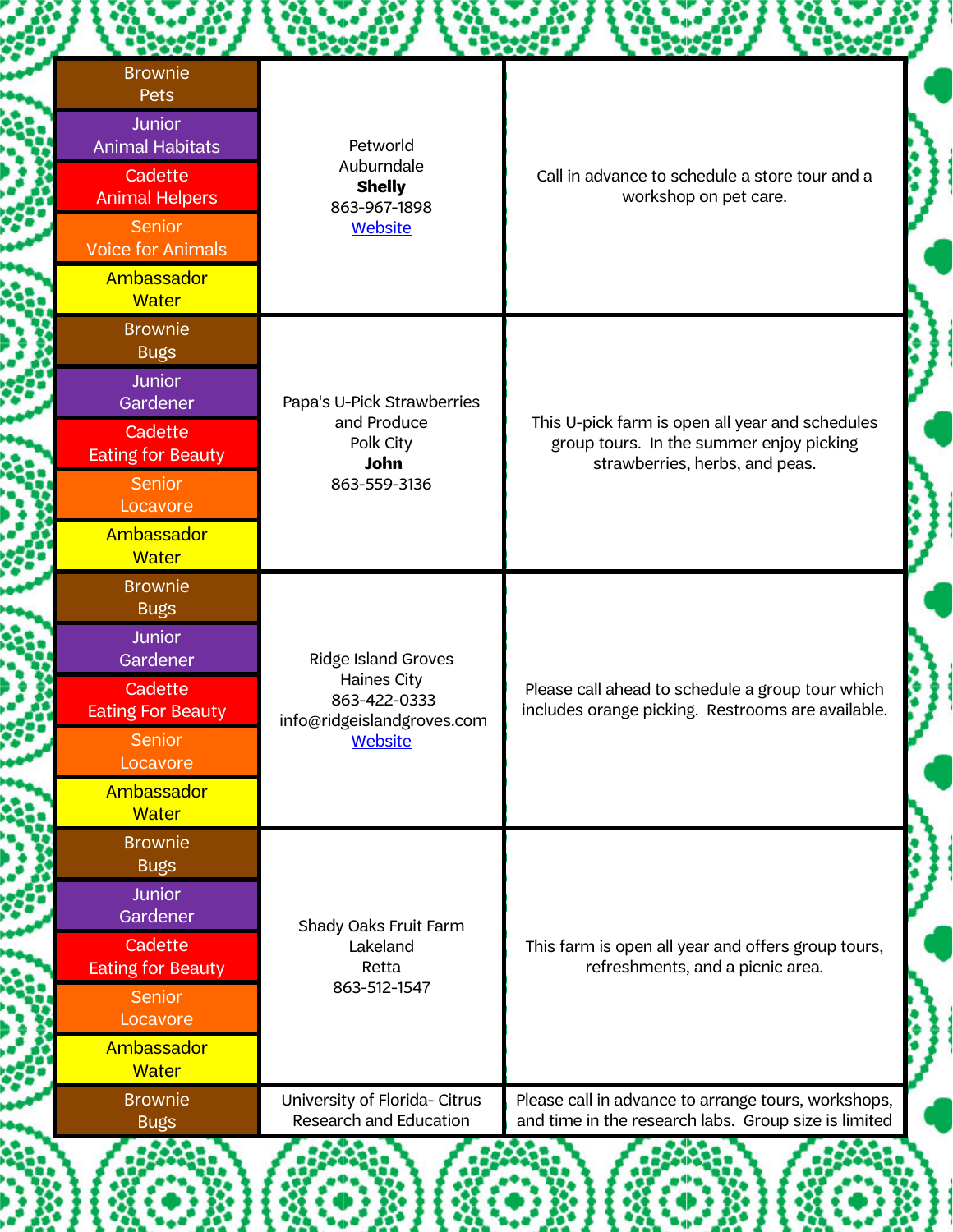| | | |
|---|---|---|
| Brownie Pets<br>Junior Animal Habitats<br>Cadette Animal Helpers<br>Senior Voice for Animals<br>Ambassador Water | Petworld<br>Auburndale<br>**Shelly**<br>863-967-1898<br>Website | Call in advance to schedule a store tour and a workshop on pet care. |
| Brownie Bugs<br>Junior Gardener<br>Cadette Eating for Beauty<br>Senior Locavore<br>Ambassador Water | Papa's U-Pick Strawberries and Produce<br>Polk City<br>**John**<br>863-559-3136 | This U-pick farm is open all year and schedules group tours. In the summer enjoy picking strawberries, herbs, and peas. |
| Brownie Bugs<br>Junior Gardener<br>Cadette Eating For Beauty<br>Senior Locavore<br>Ambassador Water | Ridge Island Groves<br>Haines City<br>863-422-0333<br>info@ridgeislandgroves.com<br>Website | Please call ahead to schedule a group tour which includes orange picking. Restrooms are available. |
| Brownie Bugs<br>Junior Gardener<br>Cadette Eating for Beauty<br>Senior Locavore<br>Ambassador Water | Shady Oaks Fruit Farm<br>Lakeland<br>Retta<br>863-512-1547 | This farm is open all year and offers group tours, refreshments, and a picnic area. |
| Brownie Bugs | University of Florida- Citrus Research and Education | Please call in advance to arrange tours, workshops, and time in the research labs. Group size is limited |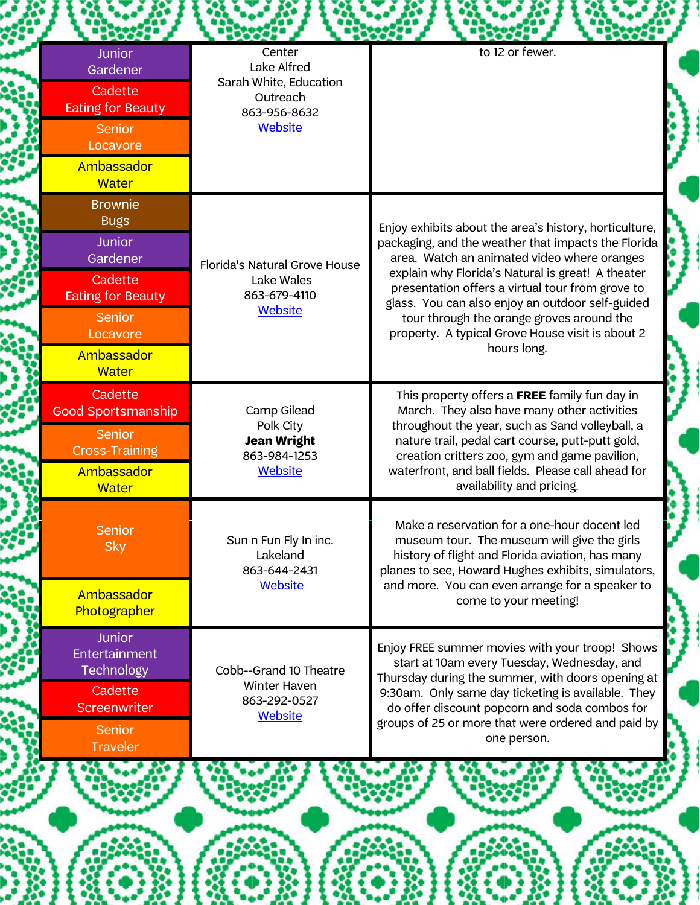| | | |
|---|---|---|
| Junior Gardener<br>Cadette Eating for Beauty<br>Senior Locavore<br>Ambassador Water | Center<br>Lake Alfred<br>Sarah White, Education Outreach<br>863-956-8632<br>Website | to 12 or fewer. |
| Brownie Bugs<br>Junior Gardener<br>Cadette Eating for Beauty<br>Senior Locavore<br>Ambassador Water | Florida's Natural Grove House<br>Lake Wales<br>863-679-4110<br>Website | Enjoy exhibits about the area's history, horticulture, packaging, and the weather that impacts the Florida area. Watch an animated video where oranges explain why Florida's Natural is great! A theater presentation offers a virtual tour from grove to glass. You can also enjoy an outdoor self-guided tour through the orange groves around the property. A typical Grove House visit is about 2 hours long. |
| Cadette Good Sportsmanship<br>Senior Cross-Training<br>Ambassador Water | Camp Gilead<br>Polk City<br>**Jean Wright**<br>863-984-1253<br>Website | This property offers a **FREE** family fun day in March. They also have many other activities throughout the year, such as Sand volleyball, a nature trail, pedal cart course, putt-putt gold, creation critters zoo, gym and game pavilion, waterfront, and ball fields. Please call ahead for availability and pricing. |
| Senior Sky<br>Ambassador Photographer | Sun n Fun Fly In inc.<br>Lakeland<br>863-644-2431<br>Website | Make a reservation for a one-hour docent led museum tour. The museum will give the girls history of flight and Florida aviation, has many planes to see, Howard Hughes exhibits, simulators, and more. You can even arrange for a speaker to come to your meeting! |
| Junior Entertainment Technology<br>Cadette Screenwriter<br>Senior Traveler | Cobb--Grand 10 Theatre<br>Winter Haven<br>863-292-0527<br>Website | Enjoy FREE summer movies with your troop! Shows start at 10am every Tuesday, Wednesday, and Thursday during the summer, with doors opening at 9:30am. Only same day ticketing is available. They do offer discount popcorn and soda combos for groups of 25 or more that were ordered and paid by one person. |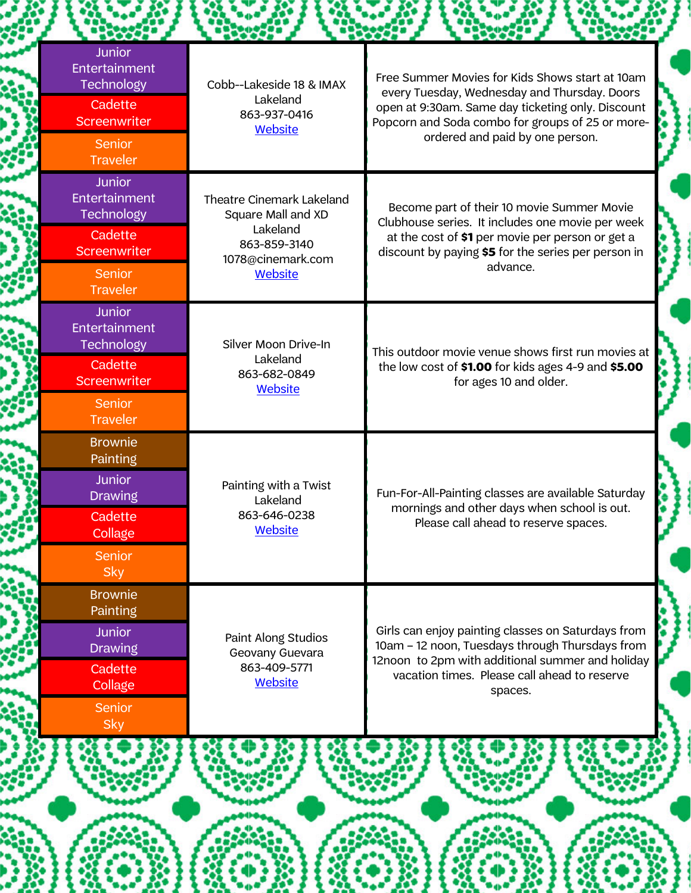| | | |
|---|---|---|
| Junior Entertainment Technology<br>Cadette Screenwriter<br>Senior Traveler | Cobb--Lakeside 18 & IMAX<br>Lakeland<br>863-937-0416<br>Website | Free Summer Movies for Kids Shows start at 10am every Tuesday, Wednesday and Thursday. Doors open at 9:30am. Same day ticketing only. Discount Popcorn and Soda combo for groups of 25 or more-ordered and paid by one person. |
| Junior Entertainment Technology<br>Cadette Screenwriter<br>Senior Traveler | Theatre Cinemark Lakeland Square Mall and XD<br>Lakeland<br>863-859-3140<br>1078@cinemark.com<br>Website | Become part of their 10 movie Summer Movie Clubhouse series. It includes one movie per week at the cost of **$1** per movie per person or get a discount by paying **$5** for the series per person in advance. |
| Junior Entertainment Technology<br>Cadette Screenwriter<br>Senior Traveler | Silver Moon Drive-In<br>Lakeland<br>863-682-0849<br>Website | This outdoor movie venue shows first run movies at the low cost of **$1.00** for kids ages 4-9 and **$5.00** for ages 10 and older. |
| Brownie Painting<br>Junior Drawing<br>Cadette Collage<br>Senior Sky | Painting with a Twist<br>Lakeland<br>863-646-0238<br>Website | Fun-For-All-Painting classes are available Saturday mornings and other days when school is out. Please call ahead to reserve spaces. |
| Brownie Painting<br>Junior Drawing<br>Cadette Collage<br>Senior Sky | Paint Along Studios<br>Geovany Guevara<br>863-409-5771<br>Website | Girls can enjoy painting classes on Saturdays from 10am – 12 noon, Tuesdays through Thursdays from 12noon to 2pm with additional summer and holiday vacation times. Please call ahead to reserve spaces. |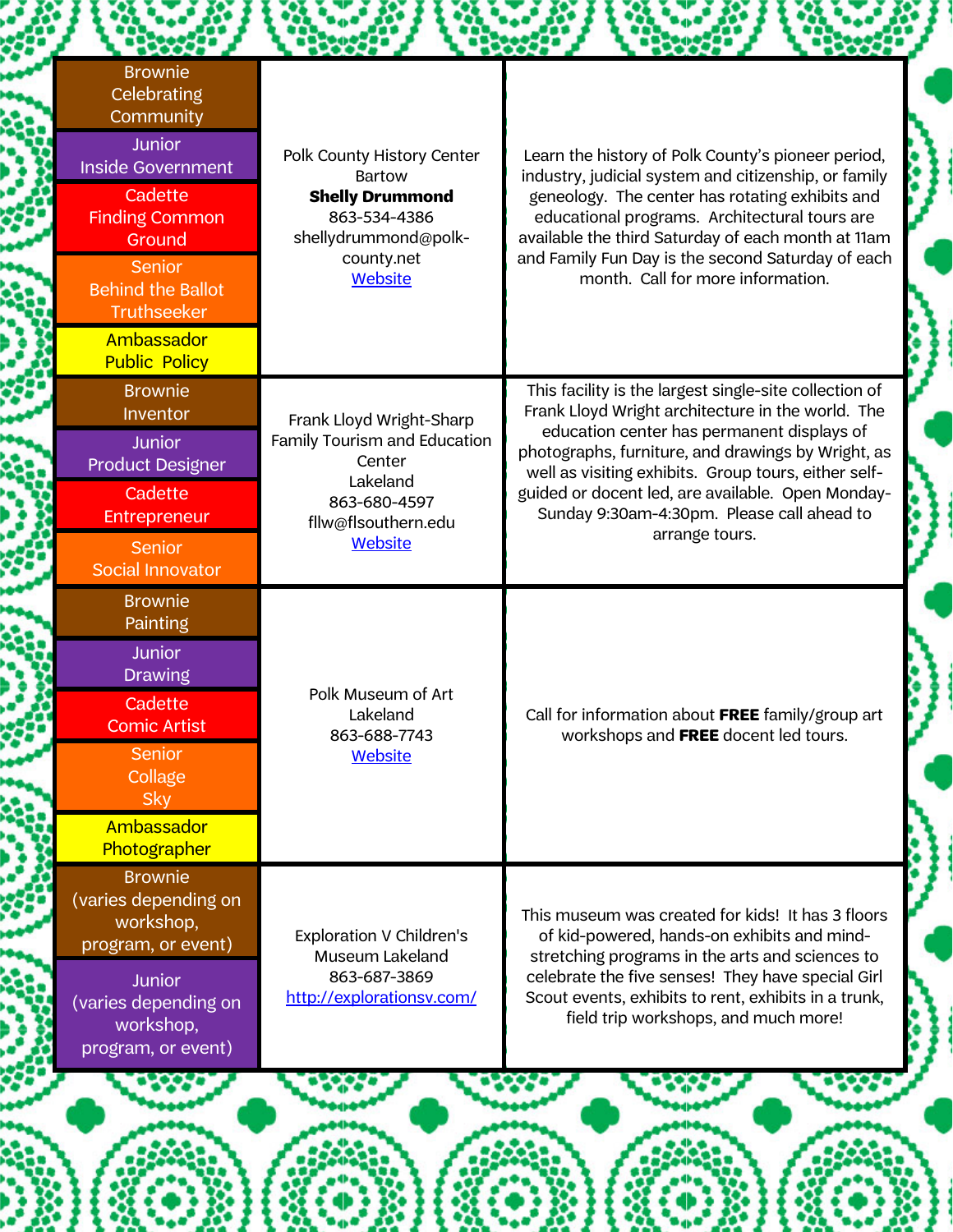| | | |
|---|---|---|
| Brownie Celebrating Community<br>Junior Inside Government<br>Cadette Finding Common Ground<br>Senior Behind the Ballot Truthseeker<br>Ambassador Public Policy | Polk County History Center<br>Bartow<br>**Shelly Drummond**<br>863-534-4386<br>shellydrummond@polk-county.net<br>Website | Learn the history of Polk County's pioneer period, industry, judicial system and citizenship, or family geneology. The center has rotating exhibits and educational programs. Architectural tours are available the third Saturday of each month at 11am and Family Fun Day is the second Saturday of each month. Call for more information. |
| Brownie Inventor<br>Junior Product Designer<br>Cadette Entrepreneur<br>Senior Social Innovator | Frank Lloyd Wright-Sharp Family Tourism and Education Center<br>Lakeland<br>863-680-4597<br>fllw@flsouthern.edu<br>Website | This facility is the largest single-site collection of Frank Lloyd Wright architecture in the world. The education center has permanent displays of photographs, furniture, and drawings by Wright, as well as visiting exhibits. Group tours, either self-guided or docent led, are available. Open Monday-Sunday 9:30am-4:30pm. Please call ahead to arrange tours. |
| Brownie Painting<br>Junior Drawing<br>Cadette Comic Artist<br>Senior Collage Sky<br>Ambassador Photographer | Polk Museum of Art<br>Lakeland<br>863-688-7743<br>Website | Call for information about **FREE** family/group art workshops and **FREE** docent led tours. |
| Brownie (varies depending on workshop, program, or event)<br>Junior (varies depending on workshop, program, or event) | Exploration V Children's Museum Lakeland<br>863-687-3869<br>http://explorationsv.com/ | This museum was created for kids! It has 3 floors of kid-powered, hands-on exhibits and mind-stretching programs in the arts and sciences to celebrate the five senses! They have special Girl Scout events, exhibits to rent, exhibits in a trunk, field trip workshops, and much more! |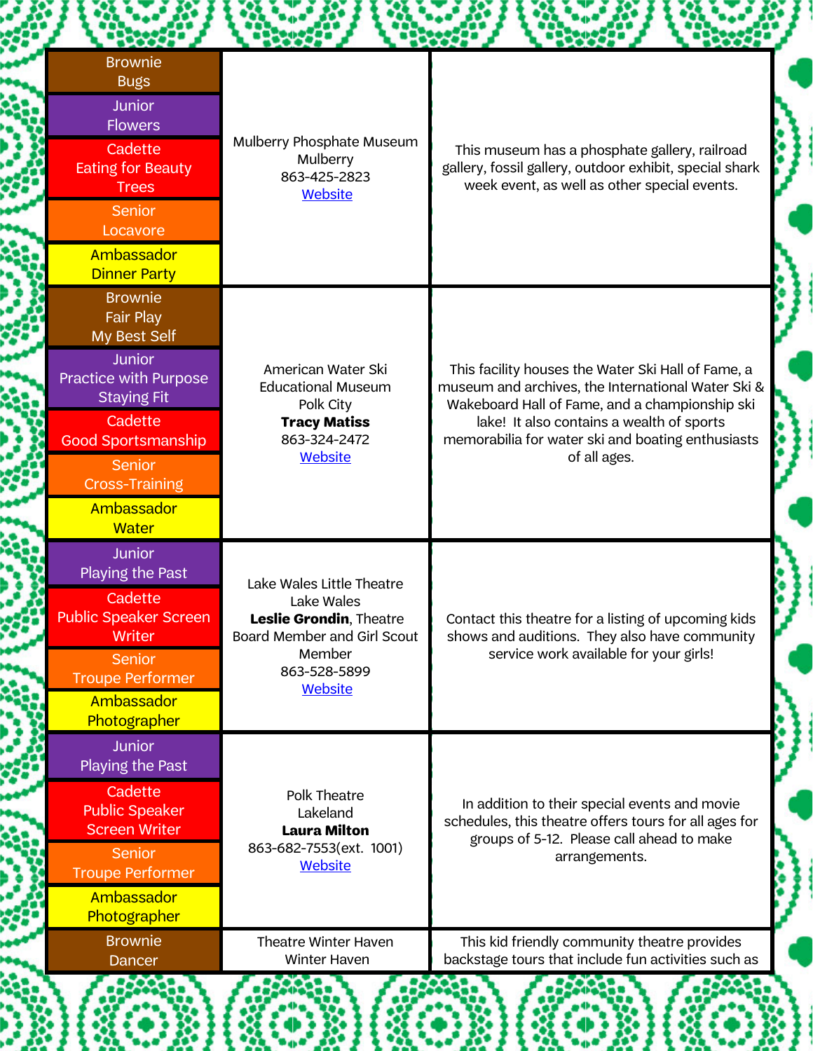| | | |
|---|---|---|
| Brownie<br>Bugs<br>Junior<br>Flowers<br>Cadette<br>Eating for Beauty<br>Trees<br>Senior<br>Locavore<br>Ambassador<br>Dinner Party | Mulberry Phosphate Museum<br>Mulberry<br>863-425-2823<br>Website | This museum has a phosphate gallery, railroad gallery, fossil gallery, outdoor exhibit, special shark week event, as well as other special events. |
| Brownie<br>Fair Play<br>My Best Self<br>Junior<br>Practice with Purpose<br>Staying Fit<br>Cadette<br>Good Sportsmanship<br>Senior<br>Cross-Training<br>Ambassador<br>Water | American Water Ski Educational Museum<br>Polk City<br>**Tracy Matiss**<br>863-324-2472<br>Website | This facility houses the Water Ski Hall of Fame, a museum and archives, the International Water Ski & Wakeboard Hall of Fame, and a championship ski lake! It also contains a wealth of sports memorabilia for water ski and boating enthusiasts of all ages. |
| Junior<br>Playing the Past<br>Cadette<br>Public Speaker Screen Writer<br>Senior<br>Troupe Performer<br>Ambassador<br>Photographer | Lake Wales Little Theatre<br>Lake Wales<br>**Leslie Grondin**, Theatre Board Member and Girl Scout Member<br>863-528-5899<br>Website | Contact this theatre for a listing of upcoming kids shows and auditions. They also have community service work available for your girls! |
| Junior<br>Playing the Past<br>Cadette<br>Public Speaker<br>Screen Writer<br>Senior<br>Troupe Performer<br>Ambassador<br>Photographer | Polk Theatre<br>Lakeland<br>**Laura Milton**<br>863-682-7553(ext. 1001)<br>Website | In addition to their special events and movie schedules, this theatre offers tours for all ages for groups of 5-12. Please call ahead to make arrangements. |
| Brownie<br>Dancer | Theatre Winter Haven<br>Winter Haven | This kid friendly community theatre provides backstage tours that include fun activities such as |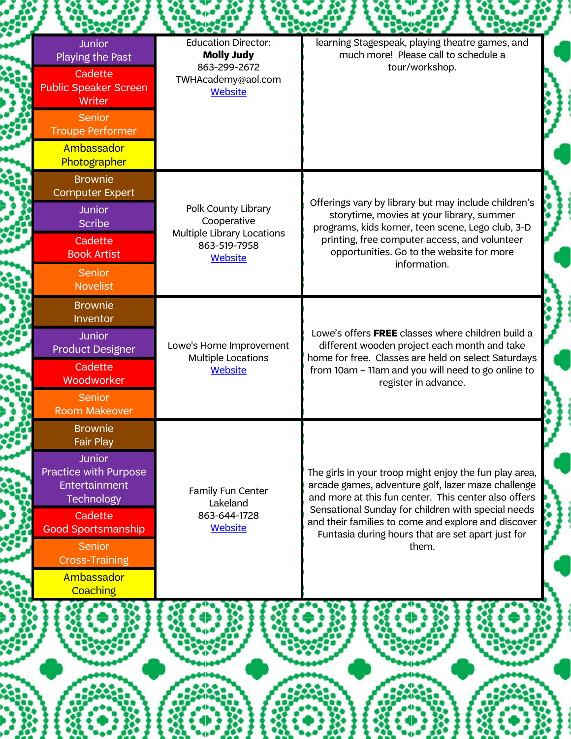| | | |
|---|---|---|
| Junior<br>Playing the Past<br>Cadette<br>Public Speaker Screen Writer<br>Senior<br>Troupe Performer<br>Ambassador<br>Photographer | Education Director:<br>**Molly Judy**<br>863-299-2672<br>TWHAcademy@aol.com<br>Website | learning Stagespeak, playing theatre games, and much more! Please call to schedule a tour/workshop. |
| Brownie<br>Computer Expert<br>Junior<br>Scribe<br>Cadette<br>Book Artist<br>Senior<br>Novelist | Polk County Library Cooperative<br>Multiple Library Locations<br>863-519-7958<br>Website | Offerings vary by library but may include children's storytime, movies at your library, summer programs, kids korner, teen scene, Lego club, 3-D printing, free computer access, and volunteer opportunities. Go to the website for more information. |
| Brownie<br>Inventor<br>Junior<br>Product Designer<br>Cadette<br>Woodworker<br>Senior<br>Room Makeover | Lowe's Home Improvement<br>Multiple Locations<br>Website | Lowe's offers **FREE** classes where children build a different wooden project each month and take home for free. Classes are held on select Saturdays from 10am – 11am and you will need to go online to register in advance. |
| Brownie<br>Fair Play<br>Junior<br>Practice with Purpose Entertainment Technology<br>Cadette<br>Good Sportsmanship<br>Senior<br>Cross-Training<br>Ambassador<br>Coaching | Family Fun Center<br>Lakeland<br>863-644-1728<br>Website | The girls in your troop might enjoy the fun play area, arcade games, adventure golf, lazer maze challenge and more at this fun center. This center also offers Sensational Sunday for children with special needs and their families to come and explore and discover Funtasia during hours that are set apart just for them. |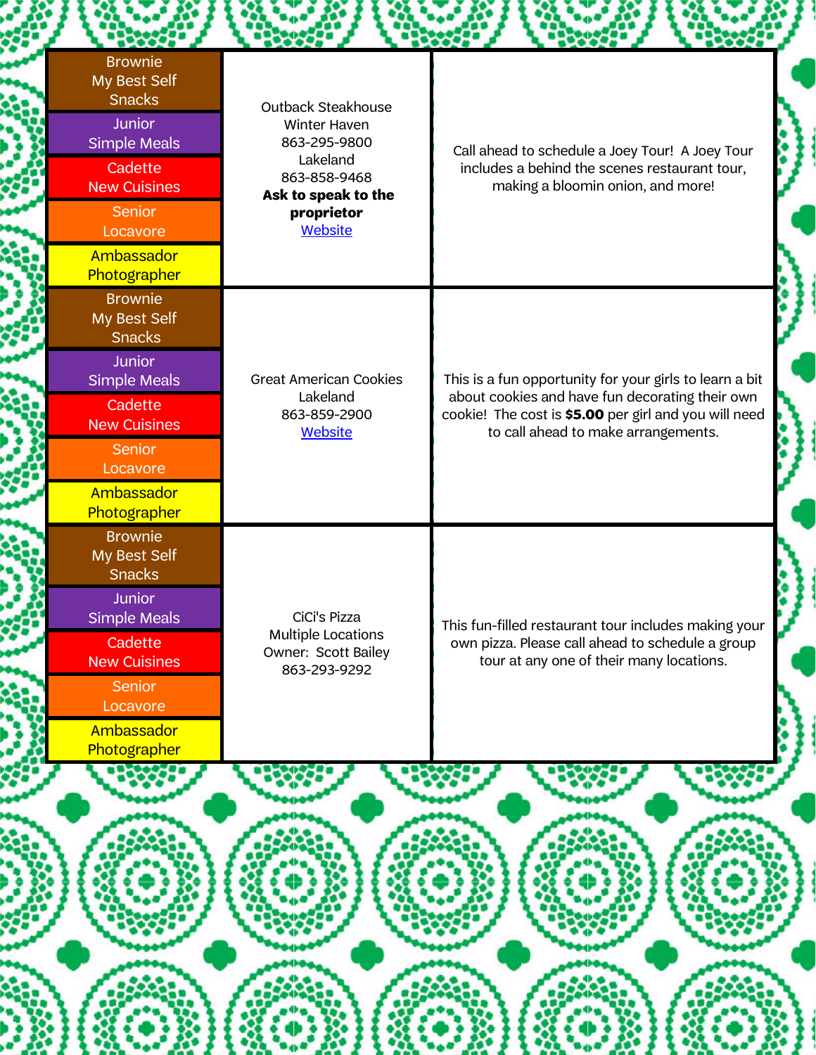| Badges | Location / Contact | Details |
|---|---|---|
| Brownie My Best Self Snacks<br>Junior Simple Meals<br>Cadette New Cuisines<br>Senior Locavore<br>Ambassador Photographer | Outback Steakhouse<br>Winter Haven<br>863-295-9800<br>Lakeland<br>863-858-9468<br>**Ask to speak to the proprietor**<br>Website | Call ahead to schedule a Joey Tour! A Joey Tour includes a behind the scenes restaurant tour, making a bloomin onion, and more! |
| Brownie My Best Self Snacks<br>Junior Simple Meals<br>Cadette New Cuisines<br>Senior Locavore<br>Ambassador Photographer | Great American Cookies<br>Lakeland<br>863-859-2900<br>Website | This is a fun opportunity for your girls to learn a bit about cookies and have fun decorating their own cookie! The cost is **$5.00** per girl and you will need to call ahead to make arrangements. |
| Brownie My Best Self Snacks<br>Junior Simple Meals<br>Cadette New Cuisines<br>Senior Locavore<br>Ambassador Photographer | CiCi's Pizza<br>Multiple Locations<br>Owner: Scott Bailey<br>863-293-9292 | This fun-filled restaurant tour includes making your own pizza. Please call ahead to schedule a group tour at any one of their many locations. |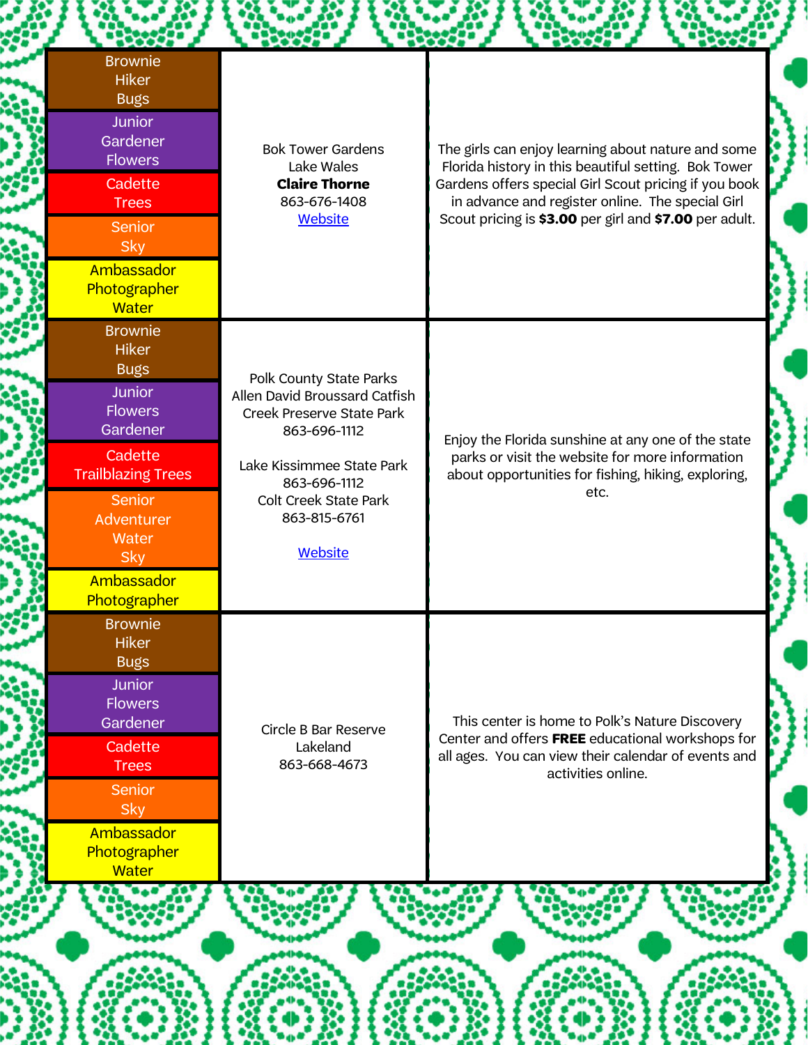| | | |
|---|---|---|
| Brownie<br>Hiker<br>Bugs<br>Junior<br>Gardener<br>Flowers<br>Cadette<br>Trees<br>Senior<br>Sky<br>Ambassador<br>Photographer<br>Water | Bok Tower Gardens<br>Lake Wales<br>**Claire Thorne**<br>863-676-1408<br>Website | The girls can enjoy learning about nature and some Florida history in this beautiful setting. Bok Tower Gardens offers special Girl Scout pricing if you book in advance and register online. The special Girl Scout pricing is **$3.00** per girl and **$7.00** per adult. |
| Brownie<br>Hiker<br>Bugs<br>Junior<br>Flowers<br>Gardener<br>Cadette<br>Trailblazing Trees<br>Senior<br>Adventurer<br>Water<br>Sky<br>Ambassador<br>Photographer | Polk County State Parks<br>Allen David Broussard Catfish Creek Preserve State Park<br>863-696-1112<br><br>Lake Kissimmee State Park<br>863-696-1112<br>Colt Creek State Park<br>863-815-6761<br><br>Website | Enjoy the Florida sunshine at any one of the state parks or visit the website for more information about opportunities for fishing, hiking, exploring, etc. |
| Brownie<br>Hiker<br>Bugs<br>Junior<br>Flowers<br>Gardener<br>Cadette<br>Trees<br>Senior<br>Sky<br>Ambassador<br>Photographer<br>Water | Circle B Bar Reserve<br>Lakeland<br>863-668-4673 | This center is home to Polk's Nature Discovery Center and offers **FREE** educational workshops for all ages. You can view their calendar of events and activities online. |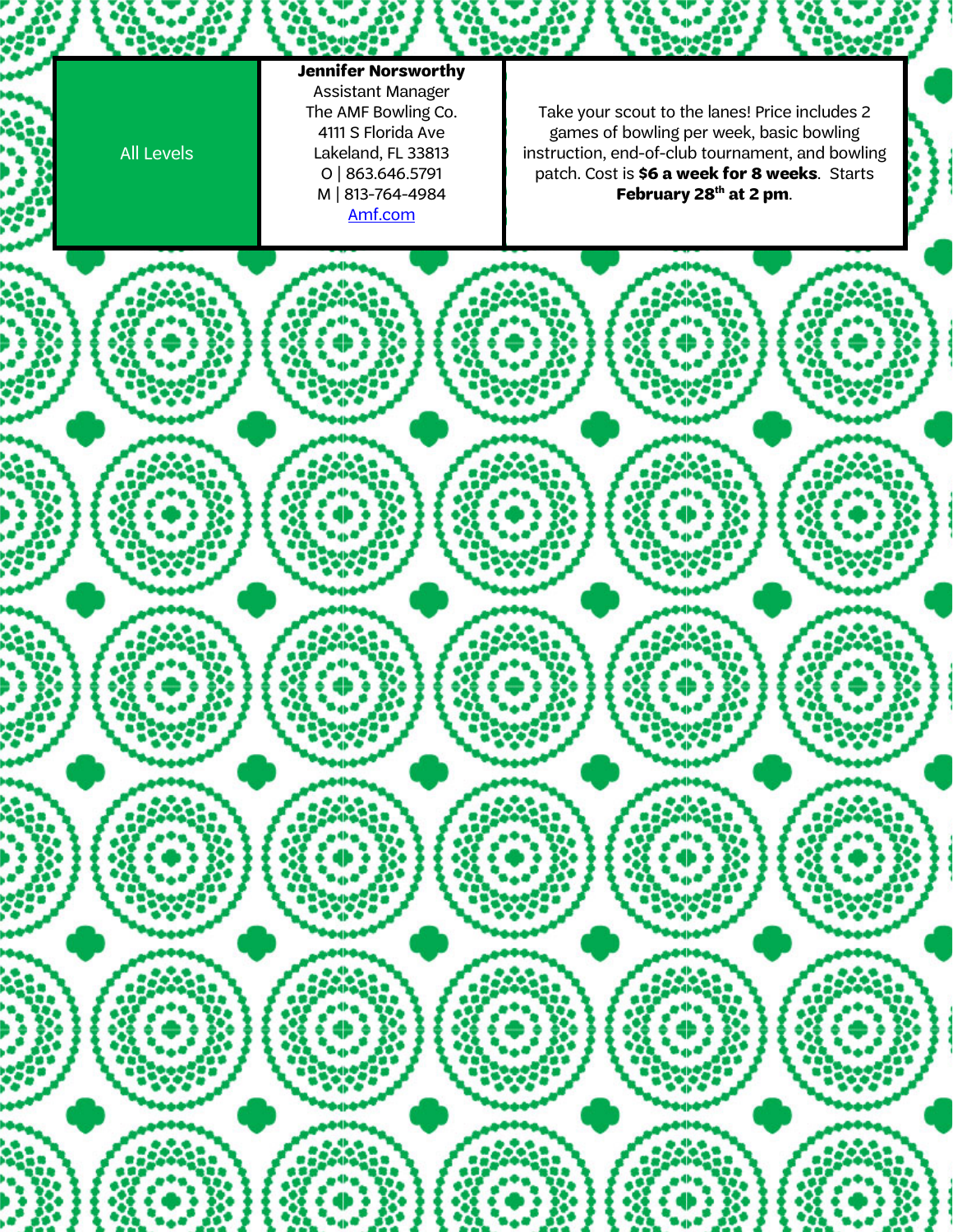| | | |
|---|---|---|
| All Levels | **Jennifer Norsworthy**<br>Assistant Manager<br>The AMF Bowling Co.<br>4111 S Florida Ave<br>Lakeland, FL 33813<br>O &#124; 863.646.5791<br>M &#124; 813-764-4984<br>Amf.com | Take your scout to the lanes! Price includes 2 games of bowling per week, basic bowling instruction, end-of-club tournament, and bowling patch. Cost is **$6 a week for 8 weeks**. Starts **February 28th at 2 pm**. |